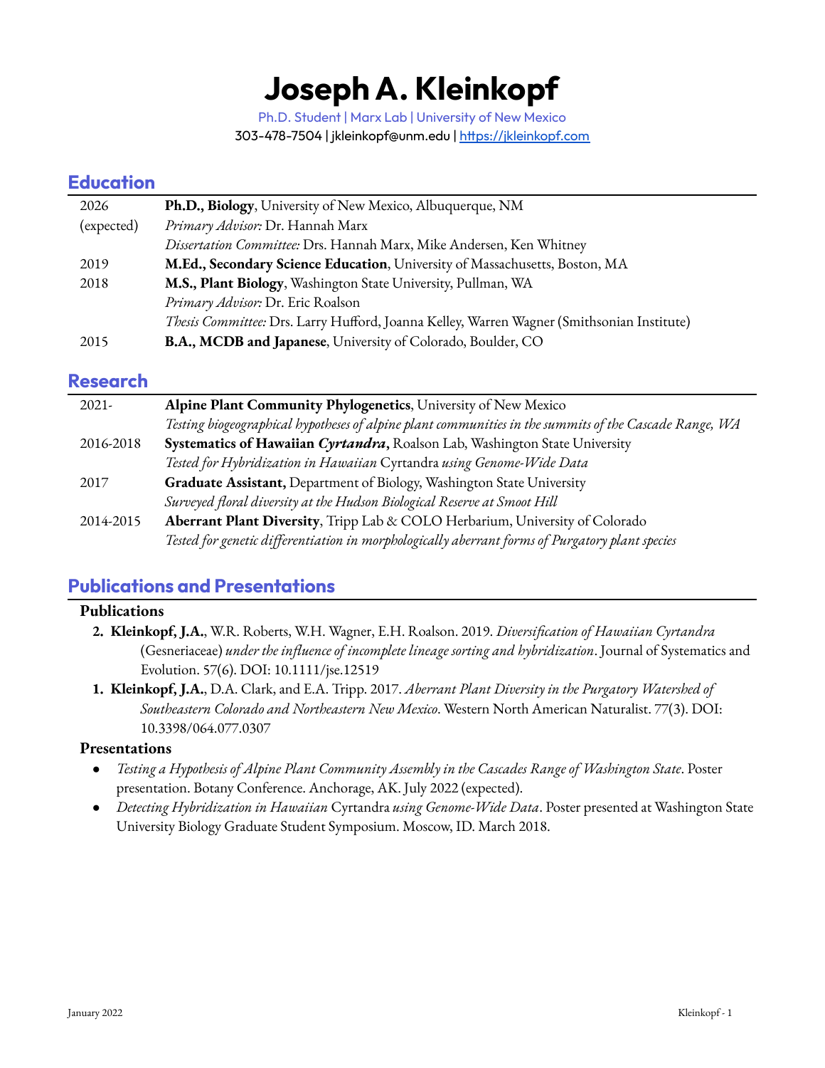# Joseph A. Kleinkopf

Ph.D. Student | Marx Lab | University of New Mexico

303-478-7504 | jkleinkopf@unm.edu | [https://jkleinkopf.com](https://jkleinkopf.com)

## Education

| | |
|---|---|
| 2026 (expected) | **Ph.D., Biology**, University of New Mexico, Albuquerque, NM |
| | *Primary Advisor:* Dr. Hannah Marx |
| | *Dissertation Committee:* Drs. Hannah Marx, Mike Andersen, Ken Whitney |
| 2019 | **M.Ed., Secondary Science Education**, University of Massachusetts, Boston, MA |
| 2018 | **M.S., Plant Biology**, Washington State University, Pullman, WA |
| | *Primary Advisor:* Dr. Eric Roalson |
| | *Thesis Committee:* Drs. Larry Hufford, Joanna Kelley, Warren Wagner (Smithsonian Institute) |
| 2015 | **B.A., MCDB and Japanese**, University of Colorado, Boulder, CO |

## Research

| | |
|---|---|
| 2021- | **Alpine Plant Community Phylogenetics**, University of New Mexico |
| | *Testing biogeographical hypotheses of alpine plant communities in the summits of the Cascade Range, WA* |
| 2016-2018 | **Systematics of Hawaiian *Cyrtandra***, Roalson Lab, Washington State University |
| | *Tested for Hybridization in Hawaiian* Cyrtandra *using Genome-Wide Data* |
| 2017 | **Graduate Assistant,** Department of Biology, Washington State University |
| | *Surveyed floral diversity at the Hudson Biological Reserve at Smoot Hill* |
| 2014-2015 | **Aberrant Plant Diversity**, Tripp Lab & COLO Herbarium, University of Colorado |
| | *Tested for genetic differentiation in morphologically aberrant forms of Purgatory plant species* |

## Publications and Presentations

### Publications

2. **Kleinkopf, J.A.**, W.R. Roberts, W.H. Wagner, E.H. Roalson. 2019. *Diversification of Hawaiian Cyrtandra* (Gesneriaceae) *under the influence of incomplete lineage sorting and hybridization*. Journal of Systematics and Evolution. 57(6). DOI: 10.1111/jse.12519
1. **Kleinkopf, J.A.**, D.A. Clark, and E.A. Tripp. 2017. *Aberrant Plant Diversity in the Purgatory Watershed of Southeastern Colorado and Northeastern New Mexico.* Western North American Naturalist. 77(3). DOI: 10.3398/064.077.0307

### Presentations

- *Testing a Hypothesis of Alpine Plant Community Assembly in the Cascades Range of Washington State*. Poster presentation. Botany Conference. Anchorage, AK. July 2022 (expected).
- *Detecting Hybridization in Hawaiian* Cyrtandra *using Genome-Wide Data*. Poster presented at Washington State University Biology Graduate Student Symposium. Moscow, ID. March 2018.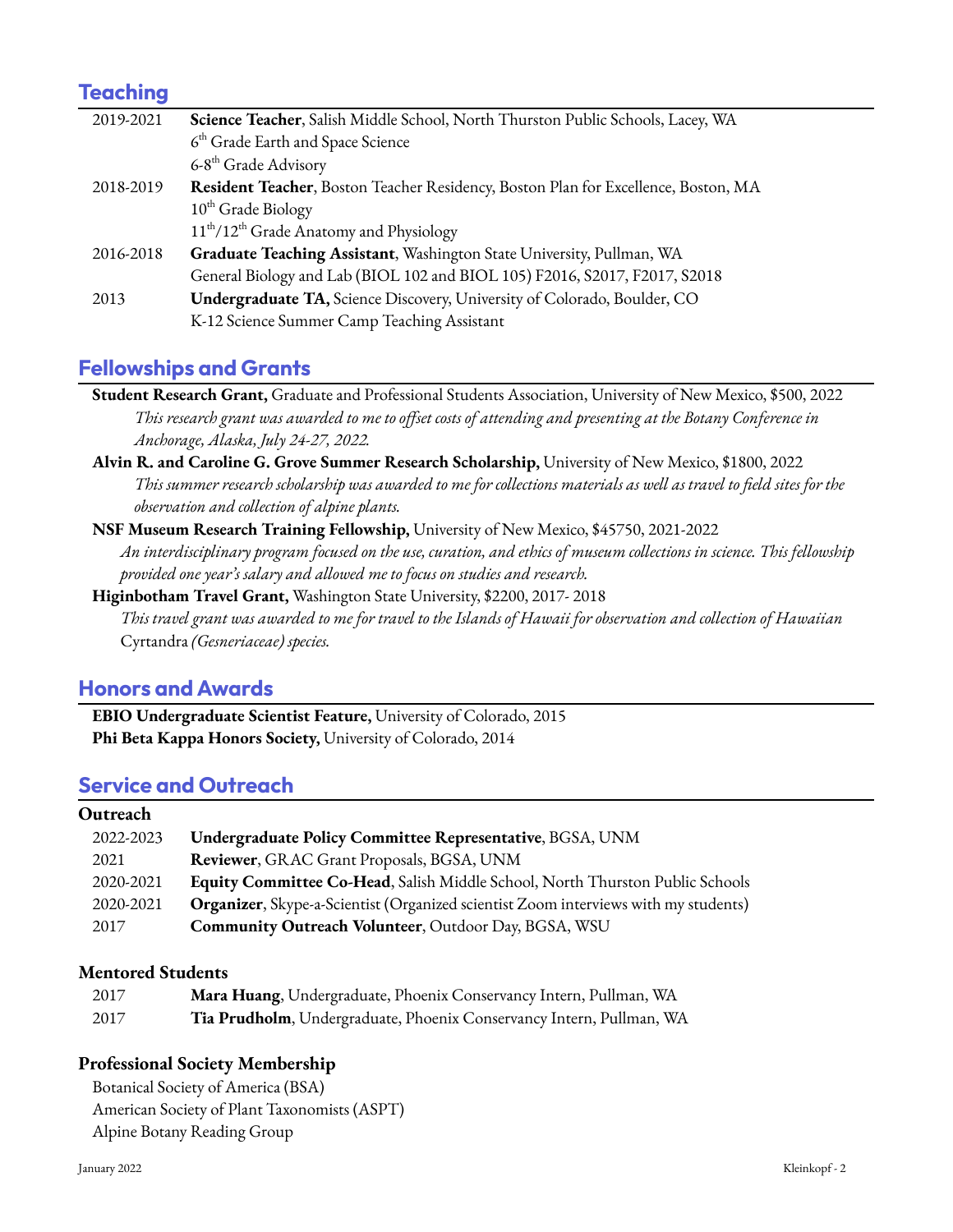## Teaching

| | |
|---|---|
| 2019-2021 | **Science Teacher**, Salish Middle School, North Thurston Public Schools, Lacey, WA<br>6th Grade Earth and Space Science<br>6-8th Grade Advisory |
| 2018-2019 | **Resident Teacher**, Boston Teacher Residency, Boston Plan for Excellence, Boston, MA<br>10th Grade Biology<br>11th/12th Grade Anatomy and Physiology |
| 2016-2018 | **Graduate Teaching Assistant**, Washington State University, Pullman, WA<br>General Biology and Lab (BIOL 102 and BIOL 105) F2016, S2017, F2017, S2018 |
| 2013 | **Undergraduate TA,** Science Discovery, University of Colorado, Boulder, CO<br>K-12 Science Summer Camp Teaching Assistant |

## Fellowships and Grants

**Student Research Grant,** Graduate and Professional Students Association, University of New Mexico, $500, 2022
*This research grant was awarded to me to offset costs of attending and presenting at the Botany Conference in Anchorage, Alaska, July 24-27, 2022.*

**Alvin R. and Caroline G. Grove Summer Research Scholarship,** University of New Mexico, $1800, 2022
*This summer research scholarship was awarded to me for collections materials as well as travel to field sites for the observation and collection of alpine plants.*

**NSF Museum Research Training Fellowship,** University of New Mexico, $45750, 2021-2022
*An interdisciplinary program focused on the use, curation, and ethics of museum collections in science. This fellowship provided one year's salary and allowed me to focus on studies and research.*

**Higinbotham Travel Grant,** Washington State University, $2200, 2017- 2018
*This travel grant was awarded to me for travel to the Islands of Hawaii for observation and collection of Hawaiian* Cyrtandra *(Gesneriaceae) species.*

## Honors and Awards

**EBIO Undergraduate Scientist Feature,** University of Colorado, 2015
**Phi Beta Kappa Honors Society,** University of Colorado, 2014

## Service and Outreach

### Outreach

| | |
|---|---|
| 2022-2023 | **Undergraduate Policy Committee Representative**, BGSA, UNM |
| 2021 | **Reviewer**, GRAC Grant Proposals, BGSA, UNM |
| 2020-2021 | **Equity Committee Co-Head**, Salish Middle School, North Thurston Public Schools |
| 2020-2021 | **Organizer**, Skype-a-Scientist (Organized scientist Zoom interviews with my students) |
| 2017 | **Community Outreach Volunteer**, Outdoor Day, BGSA, WSU |

### Mentored Students

| | |
|---|---|
| 2017 | **Mara Huang**, Undergraduate, Phoenix Conservancy Intern, Pullman, WA |
| 2017 | **Tia Prudholm**, Undergraduate, Phoenix Conservancy Intern, Pullman, WA |

### Professional Society Membership

Botanical Society of America (BSA)
American Society of Plant Taxonomists (ASPT)
Alpine Botany Reading Group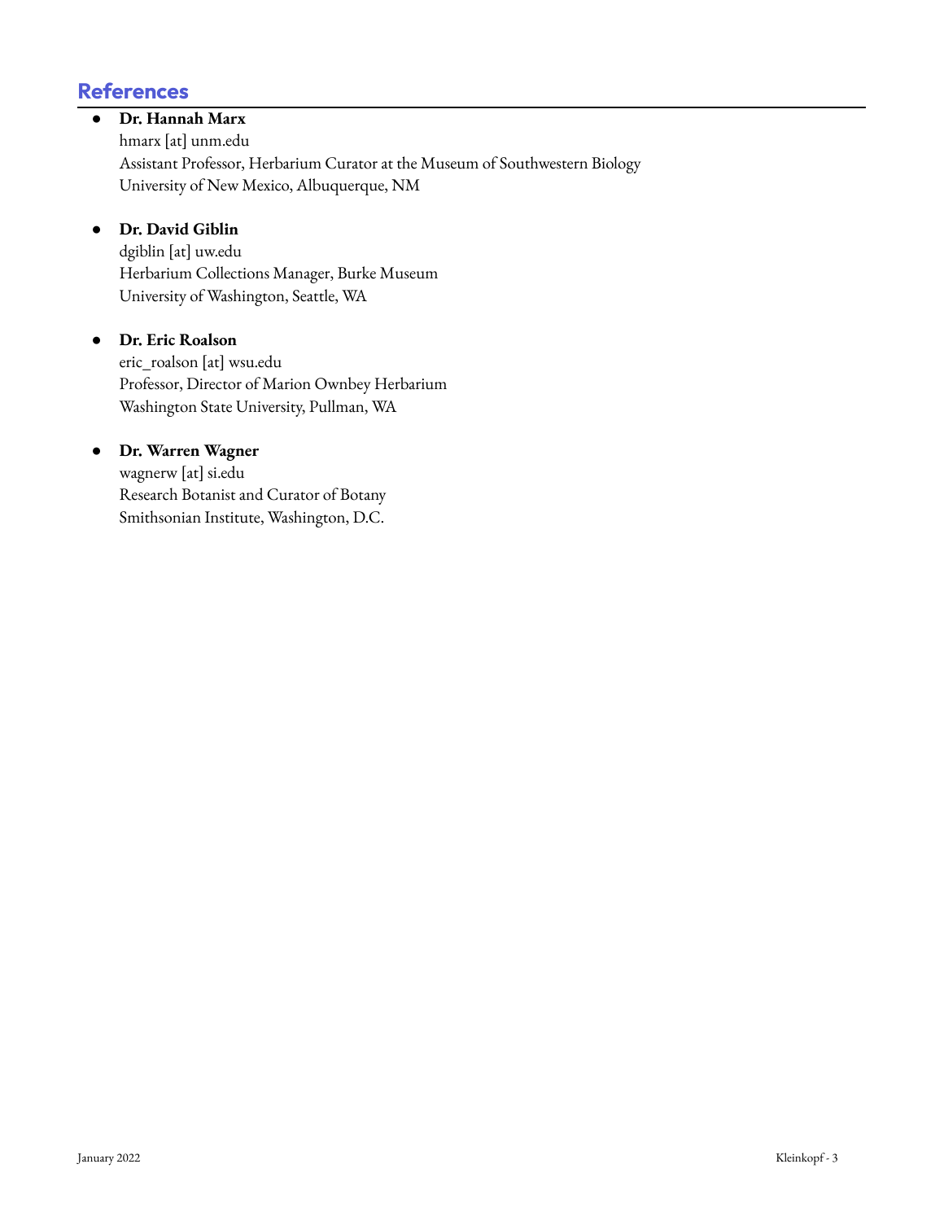## References

- **Dr. Hannah Marx**
  hmarx [at] unm.edu
  Assistant Professor, Herbarium Curator at the Museum of Southwestern Biology
  University of New Mexico, Albuquerque, NM

- **Dr. David Giblin**
  dgiblin [at] uw.edu
  Herbarium Collections Manager, Burke Museum
  University of Washington, Seattle, WA

- **Dr. Eric Roalson**
  eric_roalson [at] wsu.edu
  Professor, Director of Marion Ownbey Herbarium
  Washington State University, Pullman, WA

- **Dr. Warren Wagner**
  wagnerw [at] si.edu
  Research Botanist and Curator of Botany
  Smithsonian Institute, Washington, D.C.